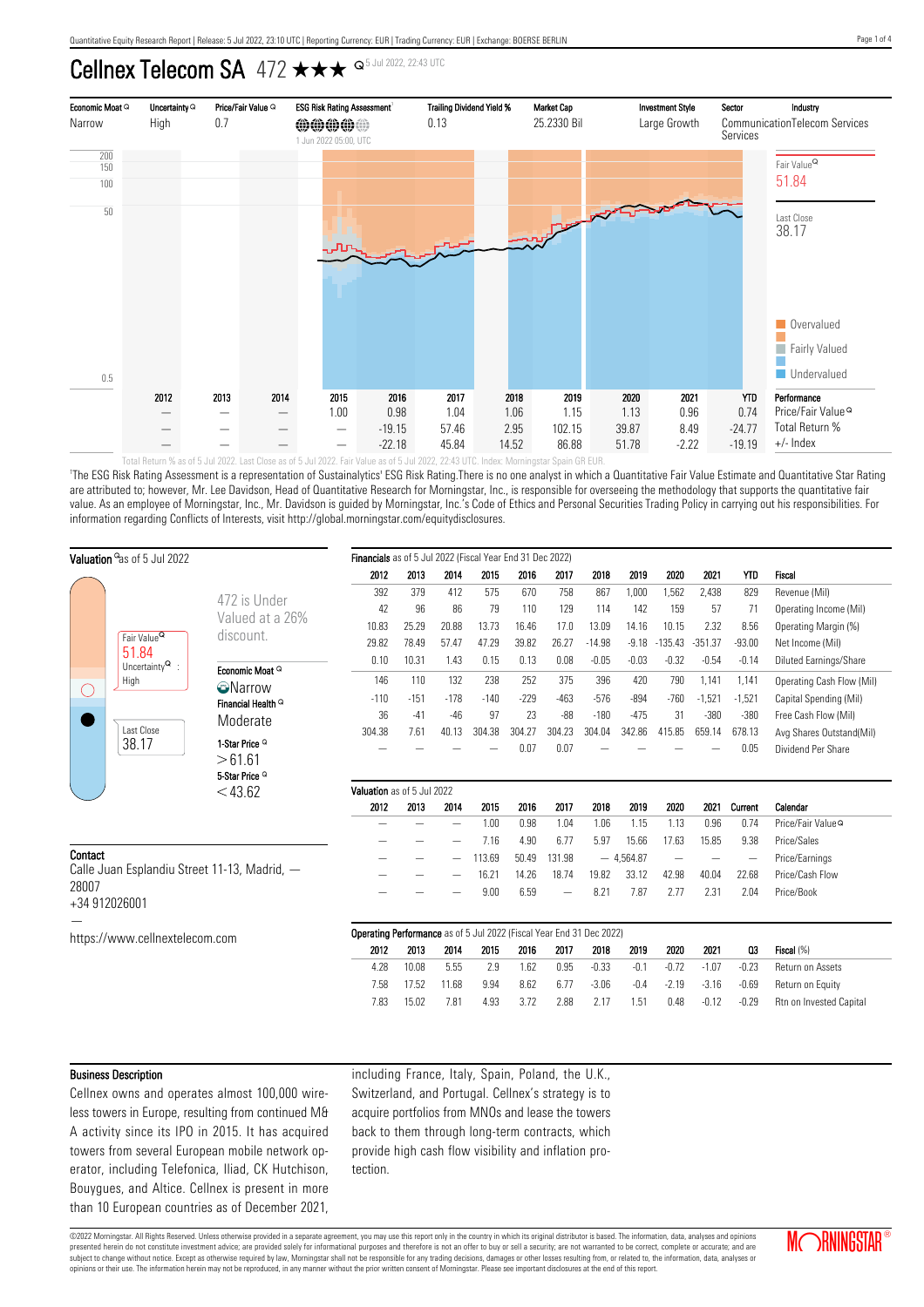# Cellnex Telecom SA 472 ★★★

5 Jul 2022, 22:43 UTC

| Economic Moat | Uncertainty | Price/Fair Value | ESG Risk Rating Assessment[1] | Trailing Dividend Yield % | Market Cap | Investment Style | Sector | Industry |
|---|---|---|---|---|---|---|---|---|
| Narrow | High | 0.7 | 1 Jun 2022 05:00, UTC | 0.13 | 25.2330 Bil | Large Growth | Communication Services | Telecom Services |

Fair Value 51.84

Last Close 38.17

Overvalued / Fairly Valued / Undervalued

| | 2012 | 2013 | 2014 | 2015 | 2016 | 2017 | 2018 | 2019 | 2020 | 2021 | YTD | Performance |
|---|---|---|---|---|---|---|---|---|---|---|---|---|
| | — | — | — | 1.00 | 0.98 | 1.04 | 1.06 | 1.15 | 1.13 | 0.96 | 0.74 | Price/Fair Value |
| | — | — | — | — | -19.15 | 57.46 | 2.95 | 102.15 | 39.87 | 8.49 | -24.77 | Total Return % |
| | — | — | — | — | -22.18 | 45.84 | 14.52 | 86.88 | 51.78 | -2.22 | -19.19 | +/- Index |

Total Return % as of 5 Jul 2022. Last Close as of 5 Jul 2022. Fair Value as of 5 Jul 2022, 22:43 UTC. Index: Morningstar Spain GR EUR.

[1]The ESG Risk Rating Assessment is a representation of Sustainalytics' ESG Risk Rating.There is no one analyst in which a Quantitative Fair Value Estimate and Quantitative Star Rating are attributed to; however, Mr. Lee Davidson, Head of Quantitative Research for Morningstar, Inc., is responsible for overseeing the methodology that supports the quantitative fair value. As an employee of Morningstar, Inc., Mr. Davidson is guided by Morningstar, Inc.'s Code of Ethics and Personal Securities Trading Policy in carrying out his responsibilities. For information regarding Conflicts of Interests, visit http://global.morningstar.com/equitydisclosures.

## Valuation as of 5 Jul 2022

Fair Value 51.84

Uncertainty: High

Last Close 38.17

472 is Under Valued at a 26% discount.

**Economic Moat:** Narrow

**Financial Health:** Moderate

**1-Star Price:** >61.61

**5-Star Price:** <43.62

## Contact

Calle Juan Esplandiu Street 11-13, Madrid, — 28007

+34 912026001

—

https://www.cellnextelecom.com

## Financials as of 5 Jul 2022 (Fiscal Year End 31 Dec 2022)

| 2012 | 2013 | 2014 | 2015 | 2016 | 2017 | 2018 | 2019 | 2020 | 2021 | YTD | Fiscal |
|---|---|---|---|---|---|---|---|---|---|---|---|
| 392 | 379 | 412 | 575 | 670 | 758 | 867 | 1,000 | 1,562 | 2,438 | 829 | Revenue (Mil) |
| 42 | 96 | 86 | 79 | 110 | 129 | 114 | 142 | 159 | 57 | 71 | Operating Income (Mil) |
| 10.83 | 25.29 | 20.88 | 13.73 | 16.46 | 17.0 | 13.09 | 14.16 | 10.15 | 2.32 | 8.56 | Operating Margin (%) |
| 29.82 | 78.49 | 57.47 | 47.29 | 39.82 | 26.27 | -14.98 | -9.18 | -135.43 | -351.37 | -93.00 | Net Income (Mil) |
| 0.10 | 10.31 | 1.43 | 0.15 | 0.13 | 0.08 | -0.05 | -0.03 | -0.32 | -0.54 | -0.14 | Diluted Earnings/Share |
| 146 | 110 | 132 | 238 | 252 | 375 | 396 | 420 | 790 | 1,141 | 1,141 | Operating Cash Flow (Mil) |
| -110 | -151 | -178 | -140 | -229 | -463 | -576 | -894 | -760 | -1,521 | -1,521 | Capital Spending (Mil) |
| 36 | -41 | -46 | 97 | 23 | -88 | -180 | -475 | 31 | -380 | -380 | Free Cash Flow (Mil) |
| 304.38 | 7.61 | 40.13 | 304.38 | 304.27 | 304.23 | 304.04 | 342.86 | 415.85 | 659.14 | 678.13 | Avg Shares Outstand(Mil) |
| — | — | — | — | 0.07 | 0.07 | — | — | — | — | 0.05 | Dividend Per Share |

## Valuation as of 5 Jul 2022

| 2012 | 2013 | 2014 | 2015 | 2016 | 2017 | 2018 | 2019 | 2020 | 2021 | Current | Calendar |
|---|---|---|---|---|---|---|---|---|---|---|---|
| — | — | — | 1.00 | 0.98 | 1.04 | 1.06 | 1.15 | 1.13 | 0.96 | 0.74 | Price/Fair Value |
| — | — | — | 7.16 | 4.90 | 6.77 | 5.97 | 15.66 | 17.63 | 15.85 | 9.38 | Price/Sales |
| — | — | — | 113.69 | 50.49 | 131.98 | — | 4,564.87 | — | — | — | Price/Earnings |
| — | — | — | 16.21 | 14.26 | 18.74 | 19.82 | 33.12 | 42.98 | 40.04 | 22.68 | Price/Cash Flow |
| — | — | — | 9.00 | 6.59 | — | 8.21 | 7.87 | 2.77 | 2.31 | 2.04 | Price/Book |

## Operating Performance as of 5 Jul 2022 (Fiscal Year End 31 Dec 2022)

| 2012 | 2013 | 2014 | 2015 | 2016 | 2017 | 2018 | 2019 | 2020 | 2021 | Q3 | Fiscal (%) |
|---|---|---|---|---|---|---|---|---|---|---|---|
| 4.28 | 10.08 | 5.55 | 2.9 | 1.62 | 0.95 | -0.33 | -0.1 | -0.72 | -1.07 | -0.23 | Return on Assets |
| 7.58 | 17.52 | 11.68 | 9.94 | 8.62 | 6.77 | -3.06 | -0.4 | -2.19 | -3.16 | -0.69 | Return on Equity |
| 7.83 | 15.02 | 7.81 | 4.93 | 3.72 | 2.88 | 2.17 | 1.51 | 0.48 | -0.12 | -0.29 | Rtn on Invested Capital |

## Business Description

Cellnex owns and operates almost 100,000 wireless towers in Europe, resulting from continued M&A activity since its IPO in 2015. It has acquired towers from several European mobile network operator, including Telefonica, Iliad, CK Hutchison, Bouygues, and Altice. Cellnex is present in more than 10 European countries as of December 2021, including France, Italy, Spain, Poland, the U.K., Switzerland, and Portugal. Cellnex's strategy is to acquire portfolios from MNOs and lease the towers back to them through long-term contracts, which provide high cash flow visibility and inflation protection.

©2022 Morningstar. All Rights Reserved. Unless otherwise provided in a separate agreement, you may use this report only in the country in which its original distributor is based. The information, data, analyses and opinions presented herein do not constitute investment advice; are provided solely for informational purposes and therefore is not an offer to buy or sell a security; are not warranted to be correct, complete or accurate; and are subject to change without notice. Except as otherwise required by law, Morningstar shall not be responsible for any trading decisions, damages or other losses resulting from, or related to, the information, data, analyses or opinions or their use. The information herein may not be reproduced, in any manner without the prior written consent of Morningstar. Please see important disclosures at the end of this report.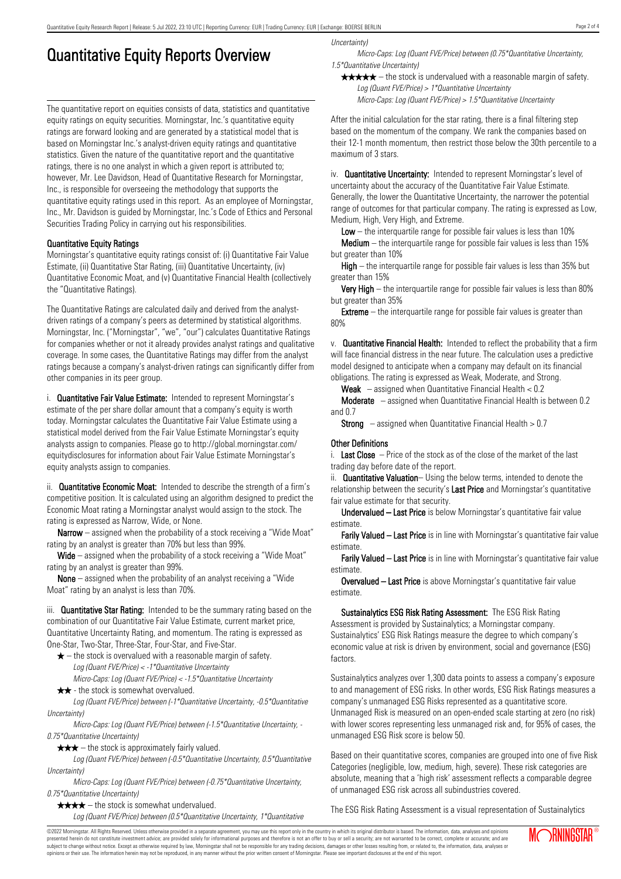# Quantitative Equity Reports Overview

The quantitative report on equities consists of data, statistics and quantitative equity ratings on equity securities. Morningstar, Inc.'s quantitative equity ratings are forward looking and are generated by a statistical model that is based on Morningstar Inc.'s analyst-driven equity ratings and quantitative statistics. Given the nature of the quantitative report and the quantitative ratings, there is no one analyst in which a given report is attributed to; however, Mr. Lee Davidson, Head of Quantitative Research for Morningstar, Inc., is responsible for overseeing the methodology that supports the quantitative equity ratings used in this report. As an employee of Morningstar, Inc., Mr. Davidson is guided by Morningstar, Inc.'s Code of Ethics and Personal Securities Trading Policy in carrying out his responsibilities.

### Quantitative Equity Ratings

Morningstar's quantitative equity ratings consist of: (i) Quantitative Fair Value Estimate, (ii) Quantitative Star Rating, (iii) Quantitative Uncertainty, (iv) Quantitative Economic Moat, and (v) Quantitative Financial Health (collectively the "Quantitative Ratings).

The Quantitative Ratings are calculated daily and derived from the analyst-driven ratings of a company's peers as determined by statistical algorithms. Morningstar, Inc. ("Morningstar", "we", "our") calculates Quantitative Ratings for companies whether or not it already provides analyst ratings and qualitative coverage. In some cases, the Quantitative Ratings may differ from the analyst ratings because a company's analyst-driven ratings can significantly differ from other companies in its peer group.

i. **Quantitative Fair Value Estimate:** Intended to represent Morningstar's estimate of the per share dollar amount that a company's equity is worth today. Morningstar calculates the Quantitative Fair Value Estimate using a statistical model derived from the Fair Value Estimate Morningstar's equity analysts assign to companies. Please go to http://global.morningstar.com/equitydisclosures for information about Fair Value Estimate Morningstar's equity analysts assign to companies.

ii. **Quantitative Economic Moat:** Intended to describe the strength of a firm's competitive position. It is calculated using an algorithm designed to predict the Economic Moat rating a Morningstar analyst would assign to the stock. The rating is expressed as Narrow, Wide, or None.

**Narrow** – assigned when the probability of a stock receiving a "Wide Moat" rating by an analyst is greater than 70% but less than 99%.

**Wide** – assigned when the probability of a stock receiving a "Wide Moat" rating by an analyst is greater than 99%.

**None** – assigned when the probability of an analyst receiving a "Wide Moat" rating by an analyst is less than 70%.

iii. **Quantitative Star Rating:** Intended to be the summary rating based on the combination of our Quantitative Fair Value Estimate, current market price, Quantitative Uncertainty Rating, and momentum. The rating is expressed as One-Star, Two-Star, Three-Star, Four-Star, and Five-Star.

★ – the stock is overvalued with a reasonable margin of safety.
*Log (Quant FVE/Price) < -1\*Quantitative Uncertainty*
*Micro-Caps: Log (Quant FVE/Price) < -1.5\*Quantitative Uncertainty*

★★ - the stock is somewhat overvalued.
*Log (Quant FVE/Price) between (-1\*Quantitative Uncertainty, -0.5\*Quantitative Uncertainty)*
*Micro-Caps: Log (Quant FVE/Price) between (-1.5\*Quantitative Uncertainty, -0.75\*Quantitative Uncertainty)*

★★★ – the stock is approximately fairly valued.
*Log (Quant FVE/Price) between (-0.5\*Quantitative Uncertainty, 0.5\*Quantitative Uncertainty)*
*Micro-Caps: Log (Quant FVE/Price) between (-0.75\*Quantitative Uncertainty, 0.75\*Quantitative Uncertainty)*

★★★★ – the stock is somewhat undervalued.
*Log (Quant FVE/Price) between (0.5\*Quantitative Uncertainty, 1\*Quantitative Uncertainty)*
*Micro-Caps: Log (Quant FVE/Price) between (0.75\*Quantitative Uncertainty, 1.5\*Quantitative Uncertainty)*

★★★★★ – the stock is undervalued with a reasonable margin of safety.
*Log (Quant FVE/Price) > 1\*Quantitative Uncertainty*
*Micro-Caps: Log (Quant FVE/Price) > 1.5\*Quantitative Uncertainty*

After the initial calculation for the star rating, there is a final filtering step based on the momentum of the company. We rank the companies based on their 12-1 month momentum, then restrict those below the 30th percentile to a maximum of 3 stars.

iv. **Quantitative Uncertainty:** Intended to represent Morningstar's level of uncertainty about the accuracy of the Quantitative Fair Value Estimate. Generally, the lower the Quantitative Uncertainty, the narrower the potential range of outcomes for that particular company. The rating is expressed as Low, Medium, High, Very High, and Extreme.

**Low** – the interquartile range for possible fair values is less than 10%

**Medium** – the interquartile range for possible fair values is less than 15% but greater than 10%

**High** – the interquartile range for possible fair values is less than 35% but greater than 15%

**Very High** – the interquartile range for possible fair values is less than 80% but greater than 35%

**Extreme** – the interquartile range for possible fair values is greater than 80%

v. **Quantitative Financial Health:** Intended to reflect the probability that a firm will face financial distress in the near future. The calculation uses a predictive model designed to anticipate when a company may default on its financial obligations. The rating is expressed as Weak, Moderate, and Strong.

**Weak** – assigned when Quantitative Financial Health < 0.2

**Moderate** – assigned when Quantitative Financial Health is between 0.2 and 0.7

**Strong** – assigned when Quantitative Financial Health > 0.7

### Other Definitions

i. **Last Close** – Price of the stock as of the close of the market of the last trading day before date of the report.

ii. **Quantitative Valuation**– Using the below terms, intended to denote the relationship between the security's **Last Price** and Morningstar's quantitative fair value estimate for that security.

**Undervalued – Last Price** is below Morningstar's quantitative fair value estimate.

**Farily Valued – Last Price** is in line with Morningstar's quantitative fair value estimate.

**Farily Valued – Last Price** is in line with Morningstar's quantitative fair value estimate.

**Overvalued – Last Price** is above Morningstar's quantitative fair value estimate.

**Sustainalytics ESG Risk Rating Assessment:** The ESG Risk Rating Assessment is provided by Sustainalytics; a Morningstar company. Sustainalytics' ESG Risk Ratings measure the degree to which company's economic value at risk is driven by environment, social and governance (ESG) factors.

Sustainalytics analyzes over 1,300 data points to assess a company's exposure to and management of ESG risks. In other words, ESG Risk Ratings measures a company's unmanaged ESG Risks represented as a quantitative score. Unmanaged Risk is measured on an open-ended scale starting at zero (no risk) with lower scores representing less unmanaged risk and, for 95% of cases, the unmanaged ESG Risk score is below 50.

Based on their quantitative scores, companies are grouped into one of five Risk Categories (negligible, low, medium, high, severe). These risk categories are absolute, meaning that a 'high risk' assessment reflects a comparable degree of unmanaged ESG risk across all subindustries covered.

The ESG Risk Rating Assessment is a visual representation of Sustainalytics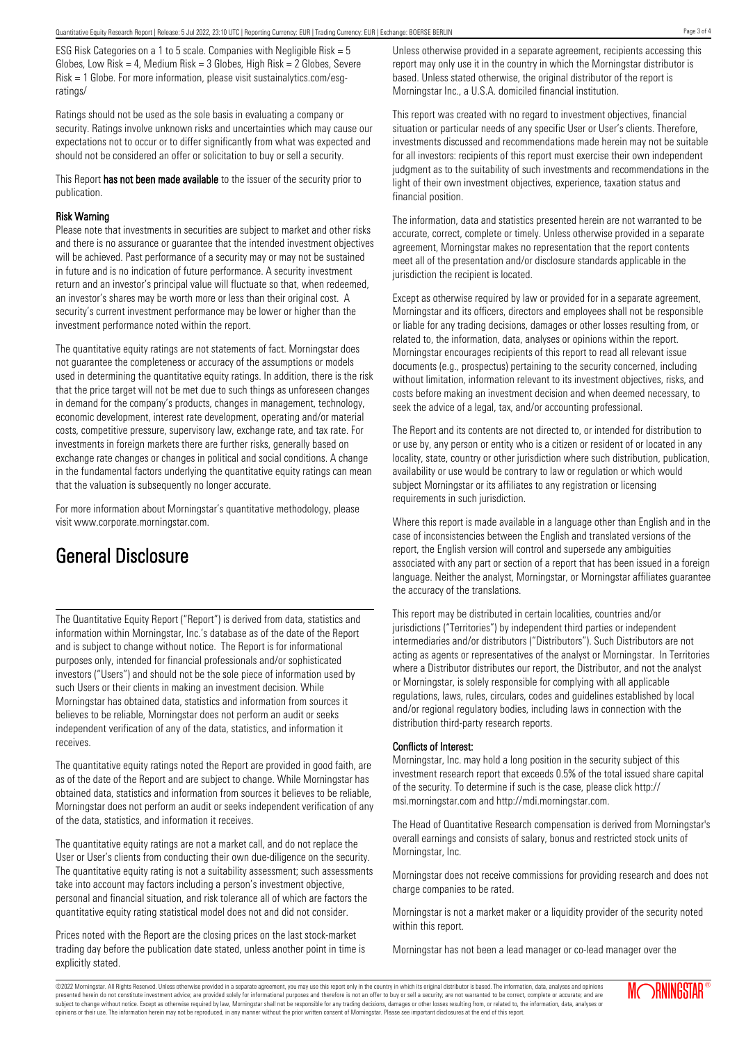ESG Risk Categories on a 1 to 5 scale. Companies with Negligible Risk = 5 Globes, Low Risk = 4, Medium Risk = 3 Globes, High Risk = 2 Globes, Severe Risk = 1 Globe. For more information, please visit sustainalytics.com/esg-ratings/

Ratings should not be used as the sole basis in evaluating a company or security. Ratings involve unknown risks and uncertainties which may cause our expectations not to occur or to differ significantly from what was expected and should not be considered an offer or solicitation to buy or sell a security.

This Report **has not been made available** to the issuer of the security prior to publication.

### Risk Warning

Please note that investments in securities are subject to market and other risks and there is no assurance or guarantee that the intended investment objectives will be achieved. Past performance of a security may or may not be sustained in future and is no indication of future performance. A security investment return and an investor's principal value will fluctuate so that, when redeemed, an investor's shares may be worth more or less than their original cost. A security's current investment performance may be lower or higher than the investment performance noted within the report.

The quantitative equity ratings are not statements of fact. Morningstar does not guarantee the completeness or accuracy of the assumptions or models used in determining the quantitative equity ratings. In addition, there is the risk that the price target will not be met due to such things as unforeseen changes in demand for the company's products, changes in management, technology, economic development, interest rate development, operating and/or material costs, competitive pressure, supervisory law, exchange rate, and tax rate. For investments in foreign markets there are further risks, generally based on exchange rate changes or changes in political and social conditions. A change in the fundamental factors underlying the quantitative equity ratings can mean that the valuation is subsequently no longer accurate.

For more information about Morningstar's quantitative methodology, please visit www.corporate.morningstar.com.

## General Disclosure

The Quantitative Equity Report ("Report") is derived from data, statistics and information within Morningstar, Inc.'s database as of the date of the Report and is subject to change without notice. The Report is for informational purposes only, intended for financial professionals and/or sophisticated investors ("Users") and should not be the sole piece of information used by such Users or their clients in making an investment decision. While Morningstar has obtained data, statistics and information from sources it believes to be reliable, Morningstar does not perform an audit or seeks independent verification of any of the data, statistics, and information it receives.

The quantitative equity ratings noted the Report are provided in good faith, are as of the date of the Report and are subject to change. While Morningstar has obtained data, statistics and information from sources it believes to be reliable, Morningstar does not perform an audit or seeks independent verification of any of the data, statistics, and information it receives.

The quantitative equity ratings are not a market call, and do not replace the User or User's clients from conducting their own due-diligence on the security. The quantitative equity rating is not a suitability assessment; such assessments take into account may factors including a person's investment objective, personal and financial situation, and risk tolerance all of which are factors the quantitative equity rating statistical model does not and did not consider.

Prices noted with the Report are the closing prices on the last stock-market trading day before the publication date stated, unless another point in time is explicitly stated.

Unless otherwise provided in a separate agreement, recipients accessing this report may only use it in the country in which the Morningstar distributor is based. Unless stated otherwise, the original distributor of the report is Morningstar Inc., a U.S.A. domiciled financial institution.

This report was created with no regard to investment objectives, financial situation or particular needs of any specific User or User's clients. Therefore, investments discussed and recommendations made herein may not be suitable for all investors: recipients of this report must exercise their own independent judgment as to the suitability of such investments and recommendations in the light of their own investment objectives, experience, taxation status and financial position.

The information, data and statistics presented herein are not warranted to be accurate, correct, complete or timely. Unless otherwise provided in a separate agreement, Morningstar makes no representation that the report contents meet all of the presentation and/or disclosure standards applicable in the jurisdiction the recipient is located.

Except as otherwise required by law or provided for in a separate agreement, Morningstar and its officers, directors and employees shall not be responsible or liable for any trading decisions, damages or other losses resulting from, or related to, the information, data, analyses or opinions within the report. Morningstar encourages recipients of this report to read all relevant issue documents (e.g., prospectus) pertaining to the security concerned, including without limitation, information relevant to its investment objectives, risks, and costs before making an investment decision and when deemed necessary, to seek the advice of a legal, tax, and/or accounting professional.

The Report and its contents are not directed to, or intended for distribution to or use by, any person or entity who is a citizen or resident of or located in any locality, state, country or other jurisdiction where such distribution, publication, availability or use would be contrary to law or regulation or which would subject Morningstar or its affiliates to any registration or licensing requirements in such jurisdiction.

Where this report is made available in a language other than English and in the case of inconsistencies between the English and translated versions of the report, the English version will control and supersede any ambiguities associated with any part or section of a report that has been issued in a foreign language. Neither the analyst, Morningstar, or Morningstar affiliates guarantee the accuracy of the translations.

This report may be distributed in certain localities, countries and/or jurisdictions ("Territories") by independent third parties or independent intermediaries and/or distributors ("Distributors"). Such Distributors are not acting as agents or representatives of the analyst or Morningstar. In Territories where a Distributor distributes our report, the Distributor, and not the analyst or Morningstar, is solely responsible for complying with all applicable regulations, laws, rules, circulars, codes and guidelines established by local and/or regional regulatory bodies, including laws in connection with the distribution third-party research reports.

### Conflicts of Interest:

Morningstar, Inc. may hold a long position in the security subject of this investment research report that exceeds 0.5% of the total issued share capital of the security. To determine if such is the case, please click http://msi.morningstar.com and http://mdi.morningstar.com.

The Head of Quantitative Research compensation is derived from Morningstar's overall earnings and consists of salary, bonus and restricted stock units of Morningstar, Inc.

Morningstar does not receive commissions for providing research and does not charge companies to be rated.

Morningstar is not a market maker or a liquidity provider of the security noted within this report.

Morningstar has not been a lead manager or co-lead manager over the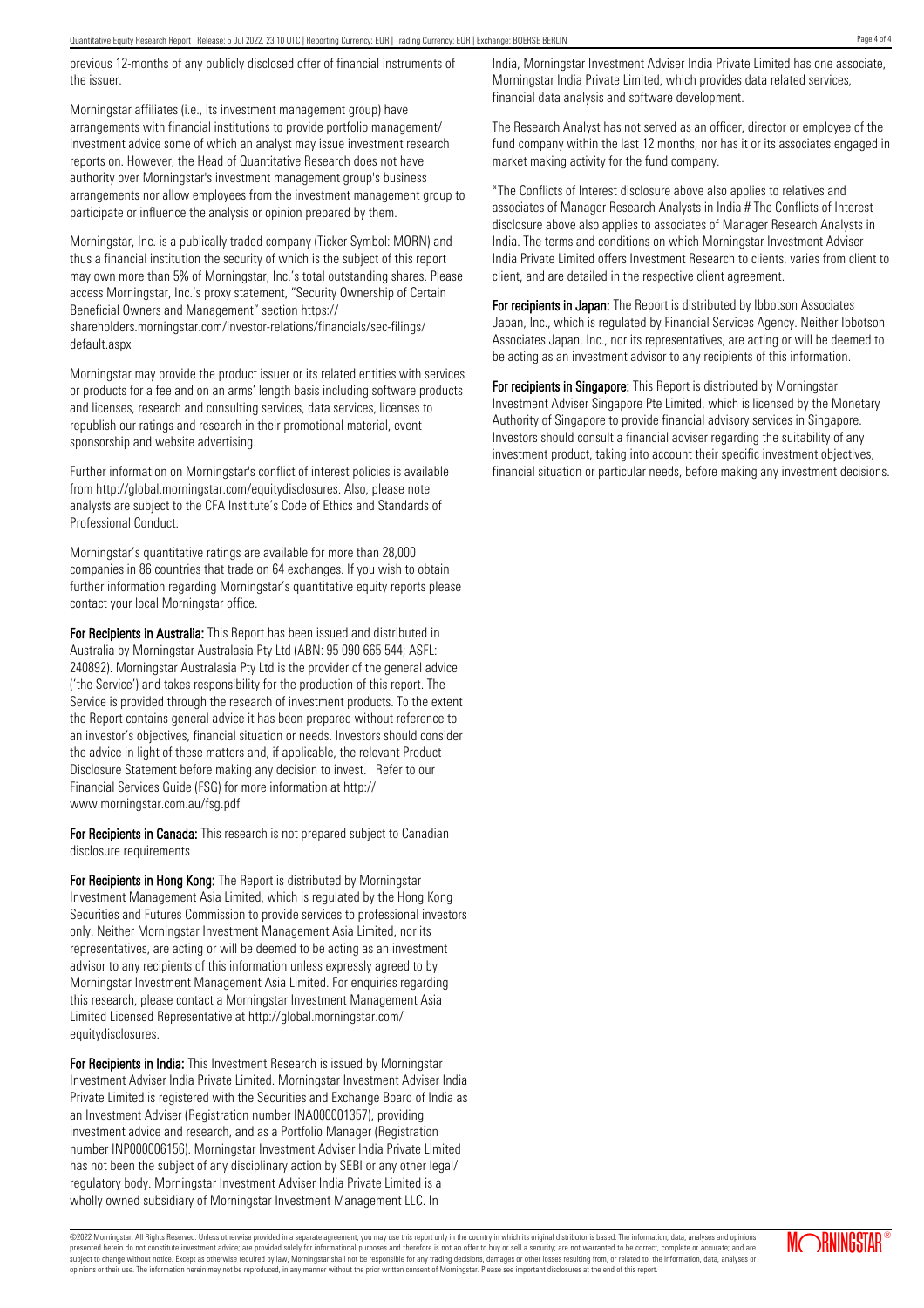previous 12-months of any publicly disclosed offer of financial instruments of the issuer.

Morningstar affiliates (i.e., its investment management group) have arrangements with financial institutions to provide portfolio management/ investment advice some of which an analyst may issue investment research reports on. However, the Head of Quantitative Research does not have authority over Morningstar's investment management group's business arrangements nor allow employees from the investment management group to participate or influence the analysis or opinion prepared by them.

Morningstar, Inc. is a publically traded company (Ticker Symbol: MORN) and thus a financial institution the security of which is the subject of this report may own more than 5% of Morningstar, Inc.'s total outstanding shares. Please access Morningstar, Inc.'s proxy statement, "Security Ownership of Certain Beneficial Owners and Management" section https://shareholders.morningstar.com/investor-relations/financials/sec-filings/default.aspx

Morningstar may provide the product issuer or its related entities with services or products for a fee and on an arms' length basis including software products and licenses, research and consulting services, data services, licenses to republish our ratings and research in their promotional material, event sponsorship and website advertising.

Further information on Morningstar's conflict of interest policies is available from http://global.morningstar.com/equitydisclosures. Also, please note analysts are subject to the CFA Institute's Code of Ethics and Standards of Professional Conduct.

Morningstar's quantitative ratings are available for more than 28,000 companies in 86 countries that trade on 64 exchanges. If you wish to obtain further information regarding Morningstar's quantitative equity reports please contact your local Morningstar office.

**For Recipients in Australia:** This Report has been issued and distributed in Australia by Morningstar Australasia Pty Ltd (ABN: 95 090 665 544; ASFL: 240892). Morningstar Australasia Pty Ltd is the provider of the general advice ('the Service') and takes responsibility for the production of this report. The Service is provided through the research of investment products. To the extent the Report contains general advice it has been prepared without reference to an investor's objectives, financial situation or needs. Investors should consider the advice in light of these matters and, if applicable, the relevant Product Disclosure Statement before making any decision to invest. Refer to our Financial Services Guide (FSG) for more information at http://www.morningstar.com.au/fsg.pdf

**For Recipients in Canada:** This research is not prepared subject to Canadian disclosure requirements

**For Recipients in Hong Kong:** The Report is distributed by Morningstar Investment Management Asia Limited, which is regulated by the Hong Kong Securities and Futures Commission to provide services to professional investors only. Neither Morningstar Investment Management Asia Limited, nor its representatives, are acting or will be deemed to be acting as an investment advisor to any recipients of this information unless expressly agreed to by Morningstar Investment Management Asia Limited. For enquiries regarding this research, please contact a Morningstar Investment Management Asia Limited Licensed Representative at http://global.morningstar.com/equitydisclosures.

**For Recipients in India:** This Investment Research is issued by Morningstar Investment Adviser India Private Limited. Morningstar Investment Adviser India Private Limited is registered with the Securities and Exchange Board of India as an Investment Adviser (Registration number INA000001357), providing investment advice and research, and as a Portfolio Manager (Registration number INP000006156). Morningstar Investment Adviser India Private Limited has not been the subject of any disciplinary action by SEBI or any other legal/ regulatory body. Morningstar Investment Adviser India Private Limited is a wholly owned subsidiary of Morningstar Investment Management LLC. In India, Morningstar Investment Adviser India Private Limited has one associate, Morningstar India Private Limited, which provides data related services, financial data analysis and software development.

The Research Analyst has not served as an officer, director or employee of the fund company within the last 12 months, nor has it or its associates engaged in market making activity for the fund company.

*The Conflicts of Interest disclosure above also applies to relatives and associates of Manager Research Analysts in India # The Conflicts of Interest disclosure above also applies to associates of Manager Research Analysts in India. The terms and conditions on which Morningstar Investment Adviser India Private Limited offers Investment Research to clients, varies from client to client, and are detailed in the respective client agreement.

**For recipients in Japan:** The Report is distributed by Ibbotson Associates Japan, Inc., which is regulated by Financial Services Agency. Neither Ibbotson Associates Japan, Inc., nor its representatives, are acting or will be deemed to be acting as an investment advisor to any recipients of this information.

**For recipients in Singapore:** This Report is distributed by Morningstar Investment Adviser Singapore Pte Limited, which is licensed by the Monetary Authority of Singapore to provide financial advisory services in Singapore. Investors should consult a financial adviser regarding the suitability of any investment product, taking into account their specific investment objectives, financial situation or particular needs, before making any investment decisions.